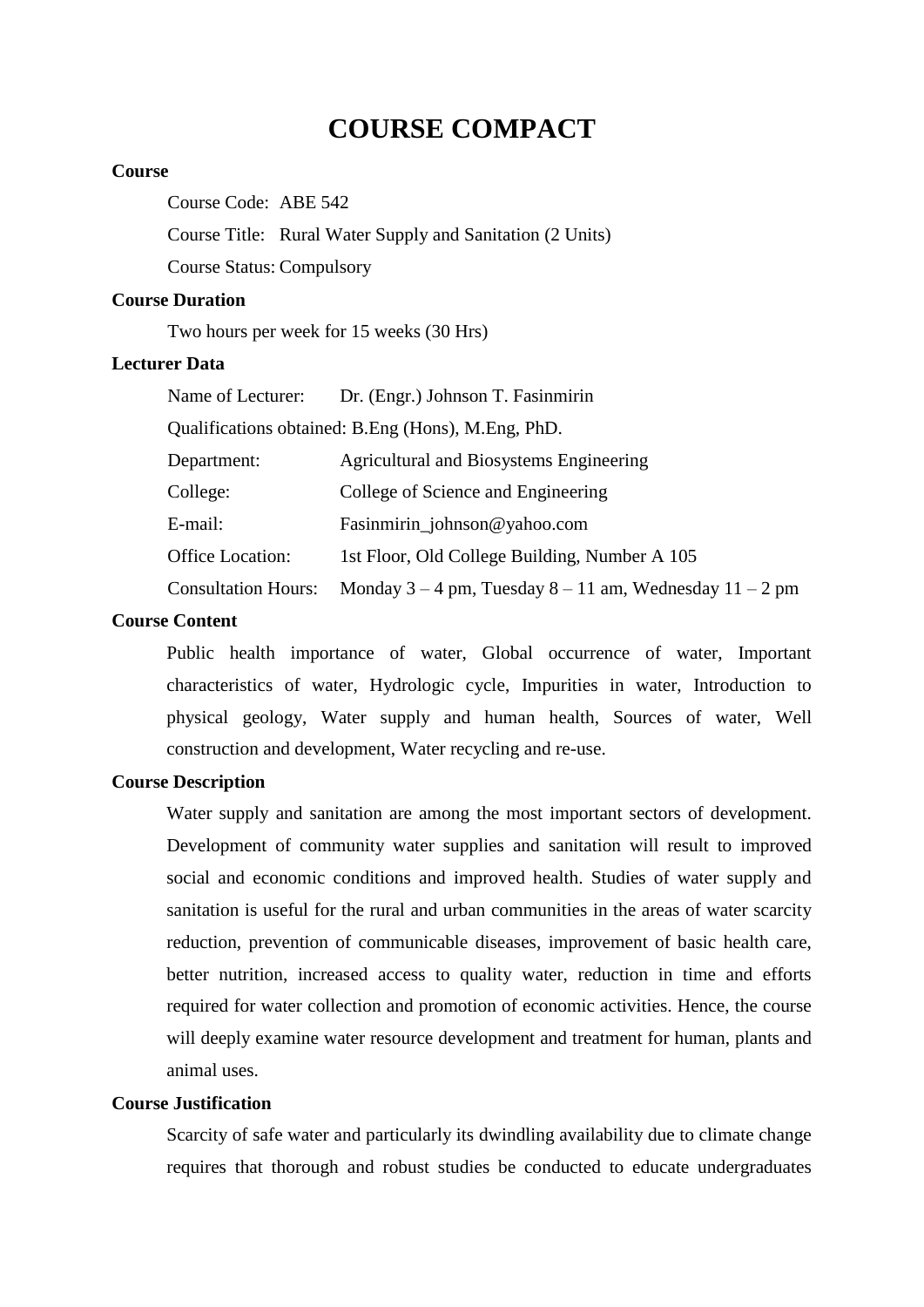# COURSE COMPACT

**Course**

Course Code: ABE 542

Course Title: Rural Water Supply and Sanitation (2 Units)

Course Status: Compulsory

**Course Duration**

Two hours per week for 15 weeks (30 Hrs)

**Lecturer Data**

Name of Lecturer: Dr. (Engr.) Johnson T. Fasinmirin

Qualifications obtained: B.Eng (Hons), M.Eng, PhD.

Department: Agricultural and Biosystems Engineering

College: College of Science and Engineering

E-mail: Fasinmirin_johnson@yahoo.com

Office Location: 1st Floor, Old College Building, Number A 105

Consultation Hours: Monday 3 – 4 pm, Tuesday 8 – 11 am, Wednesday 11 – 2 pm

**Course Content**

Public health importance of water, Global occurrence of water, Important characteristics of water, Hydrologic cycle, Impurities in water, Introduction to physical geology, Water supply and human health, Sources of water, Well construction and development, Water recycling and re-use.

**Course Description**

Water supply and sanitation are among the most important sectors of development. Development of community water supplies and sanitation will result to improved social and economic conditions and improved health. Studies of water supply and sanitation is useful for the rural and urban communities in the areas of water scarcity reduction, prevention of communicable diseases, improvement of basic health care, better nutrition, increased access to quality water, reduction in time and efforts required for water collection and promotion of economic activities. Hence, the course will deeply examine water resource development and treatment for human, plants and animal uses.

**Course Justification**

Scarcity of safe water and particularly its dwindling availability due to climate change requires that thorough and robust studies be conducted to educate undergraduates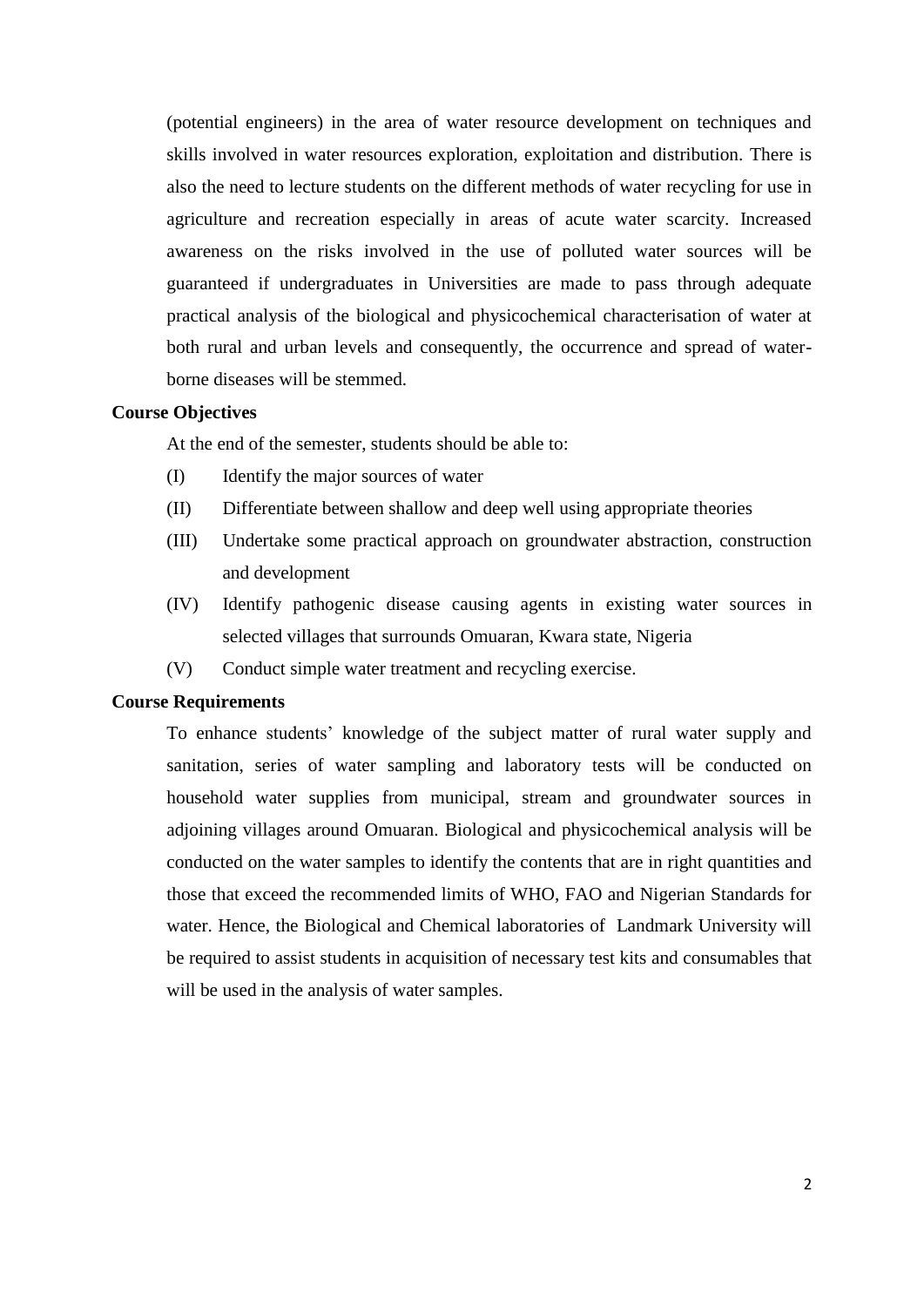(potential engineers) in the area of water resource development on techniques and skills involved in water resources exploration, exploitation and distribution. There is also the need to lecture students on the different methods of water recycling for use in agriculture and recreation especially in areas of acute water scarcity. Increased awareness on the risks involved in the use of polluted water sources will be guaranteed if undergraduates in Universities are made to pass through adequate practical analysis of the biological and physicochemical characterisation of water at both rural and urban levels and consequently, the occurrence and spread of water-borne diseases will be stemmed.

**Course Objectives**

At the end of the semester, students should be able to:

(I) Identify the major sources of water

(II) Differentiate between shallow and deep well using appropriate theories

(III) Undertake some practical approach on groundwater abstraction, construction and development

(IV) Identify pathogenic disease causing agents in existing water sources in selected villages that surrounds Omuaran, Kwara state, Nigeria

(V) Conduct simple water treatment and recycling exercise.

**Course Requirements**

To enhance students' knowledge of the subject matter of rural water supply and sanitation, series of water sampling and laboratory tests will be conducted on household water supplies from municipal, stream and groundwater sources in adjoining villages around Omuaran. Biological and physicochemical analysis will be conducted on the water samples to identify the contents that are in right quantities and those that exceed the recommended limits of WHO, FAO and Nigerian Standards for water. Hence, the Biological and Chemical laboratories of Landmark University will be required to assist students in acquisition of necessary test kits and consumables that will be used in the analysis of water samples.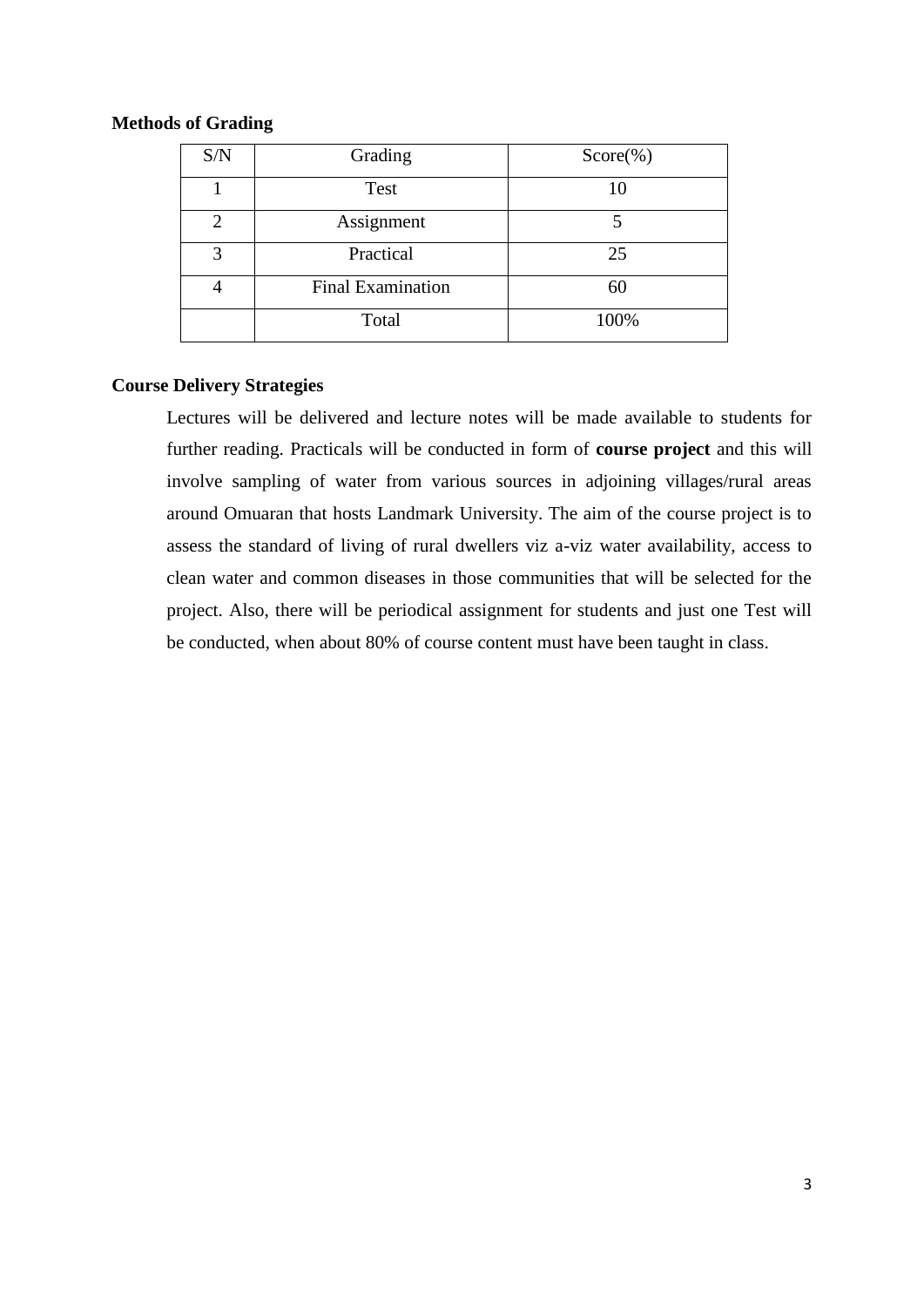**Methods of Grading**

| S/N | Grading | Score(%) |
|---|---|---|
| 1 | Test | 10 |
| 2 | Assignment | 5 |
| 3 | Practical | 25 |
| 4 | Final Examination | 60 |
| | Total | 100% |

**Course Delivery Strategies**

Lectures will be delivered and lecture notes will be made available to students for further reading. Practicals will be conducted in form of **course project** and this will involve sampling of water from various sources in adjoining villages/rural areas around Omuaran that hosts Landmark University. The aim of the course project is to assess the standard of living of rural dwellers viz a-viz water availability, access to clean water and common diseases in those communities that will be selected for the project. Also, there will be periodical assignment for students and just one Test will be conducted, when about 80% of course content must have been taught in class.